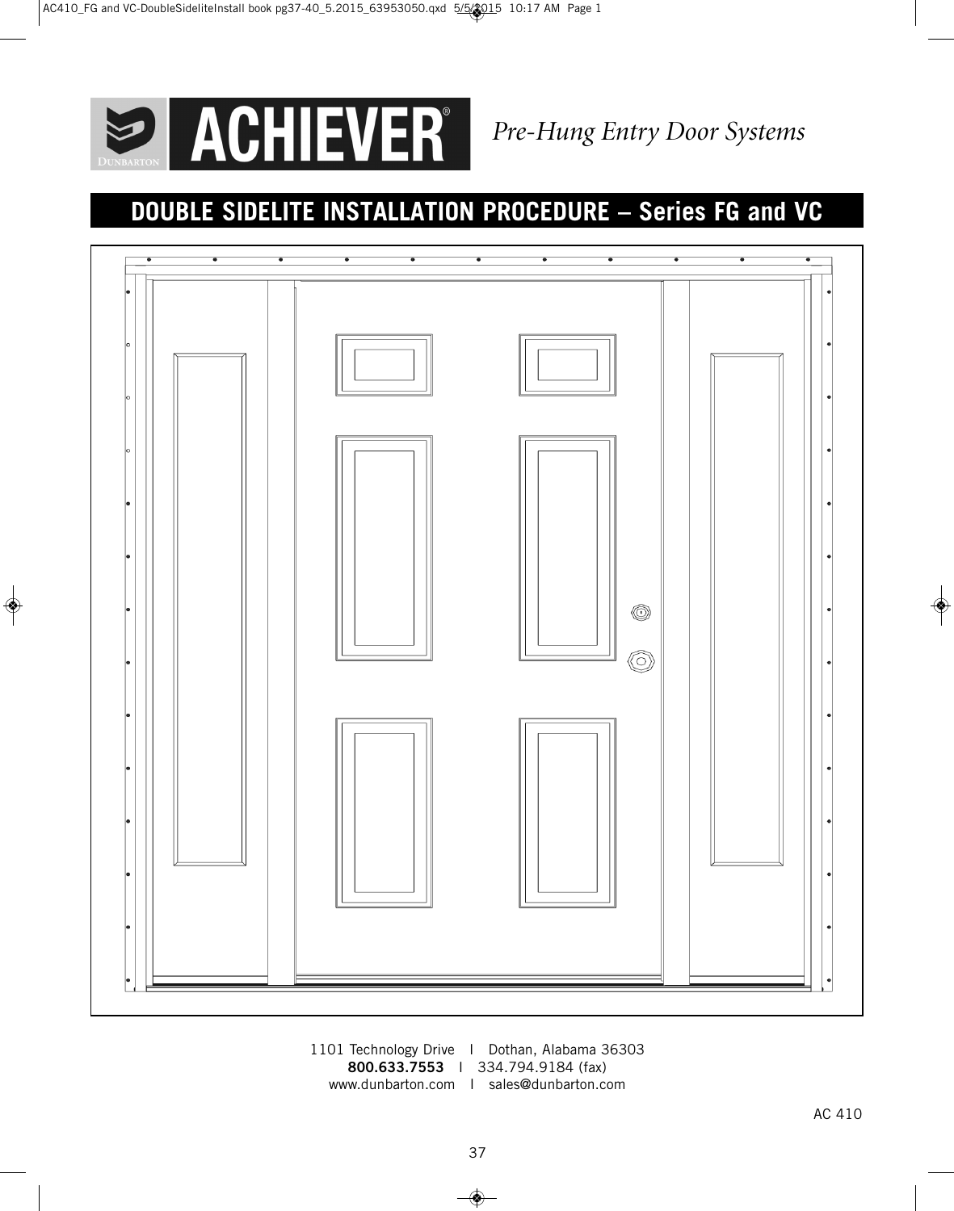# ACHIEVER®

*Pre-Hung Entry Door Systems*

## DOUBLE SIDELITE INSTALLATION PROCEDURE – Series FG and VC

1101 Technology Drive | Dothan, Alabama 36303
**800.633.7553** | 334.794.9184 (fax)
www.dunbarton.com | sales@dunbarton.com

AC 410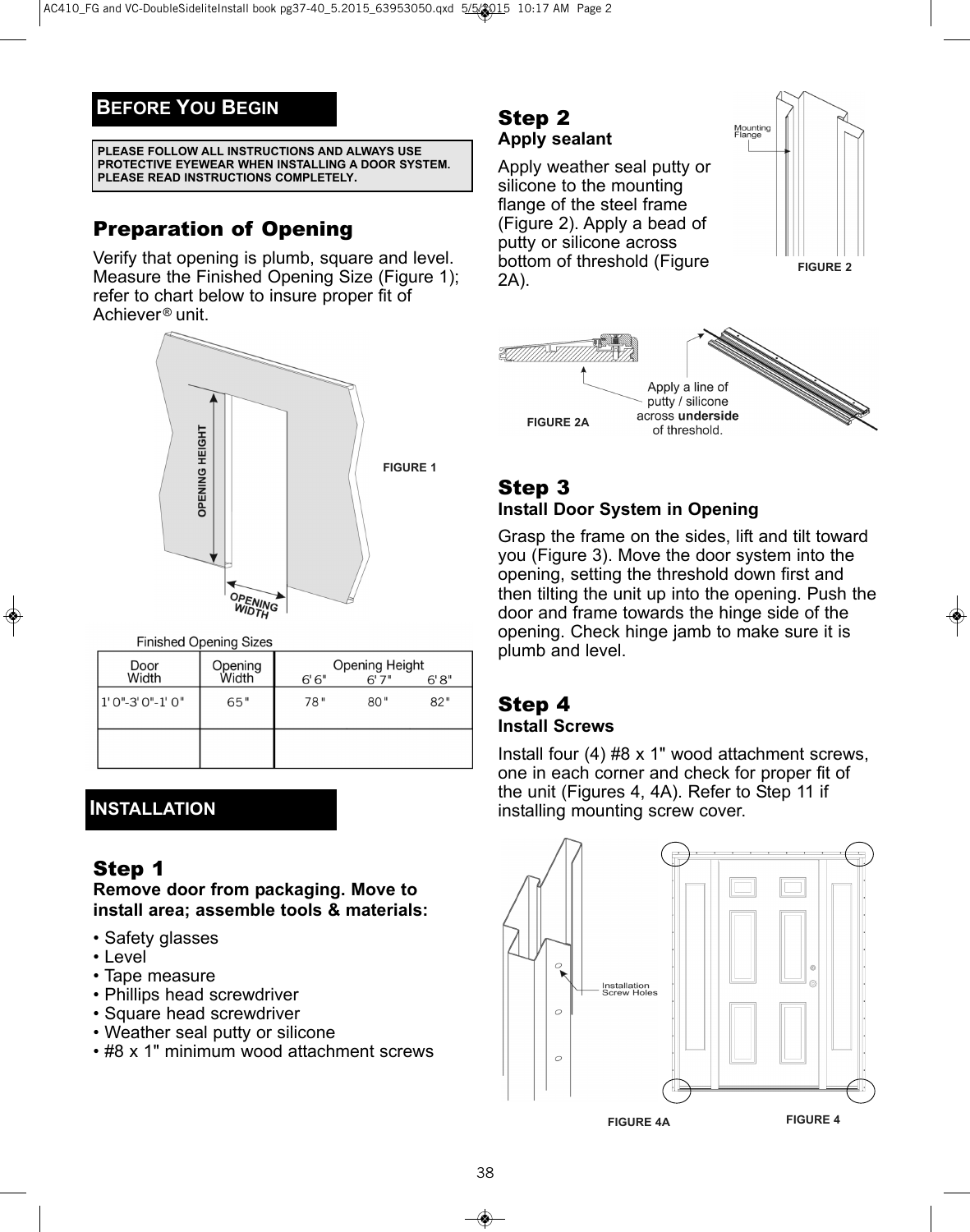## BEFORE YOU BEGIN

**PLEASE FOLLOW ALL INSTRUCTIONS AND ALWAYS USE PROTECTIVE EYEWEAR WHEN INSTALLING A DOOR SYSTEM. PLEASE READ INSTRUCTIONS COMPLETELY.**

### Preparation of Opening

Verify that opening is plumb, square and level. Measure the Finished Opening Size (Figure 1); refer to chart below to insure proper fit of Achiever® unit.

OPENING HEIGHT

OPENING WIDTH

FIGURE 1

Finished Opening Sizes

| Door Width | Opening Width | Opening Height 6'6" | 6'7" | 6'8" |
|---|---|---|---|---|
| 1'0"-3'0"-1'0" | 65" | 78" | 80" | 82" |
| | | | | |

## INSTALLATION

### Step 1

**Remove door from packaging. Move to install area; assemble tools & materials:**

- Safety glasses
- Level
- Tape measure
- Phillips head screwdriver
- Square head screwdriver
- Weather seal putty or silicone
- #8 x 1" minimum wood attachment screws

### Step 2

**Apply sealant**

Apply weather seal putty or silicone to the mounting flange of the steel frame (Figure 2). Apply a bead of putty or silicone across bottom of threshold (Figure 2A).

Mounting Flange

FIGURE 2

Apply a line of putty / silicone across **underside** of threshold.

FIGURE 2A

### Step 3

**Install Door System in Opening**

Grasp the frame on the sides, lift and tilt toward you (Figure 3). Move the door system into the opening, setting the threshold down first and then tilting the unit up into the opening. Push the door and frame towards the hinge side of the opening. Check hinge jamb to make sure it is plumb and level.

### Step 4

**Install Screws**

Install four (4) #8 x 1" wood attachment screws, one in each corner and check for proper fit of the unit (Figures 4, 4A). Refer to Step 11 if installing mounting screw cover.

Installation Screw Holes

FIGURE 4A

FIGURE 4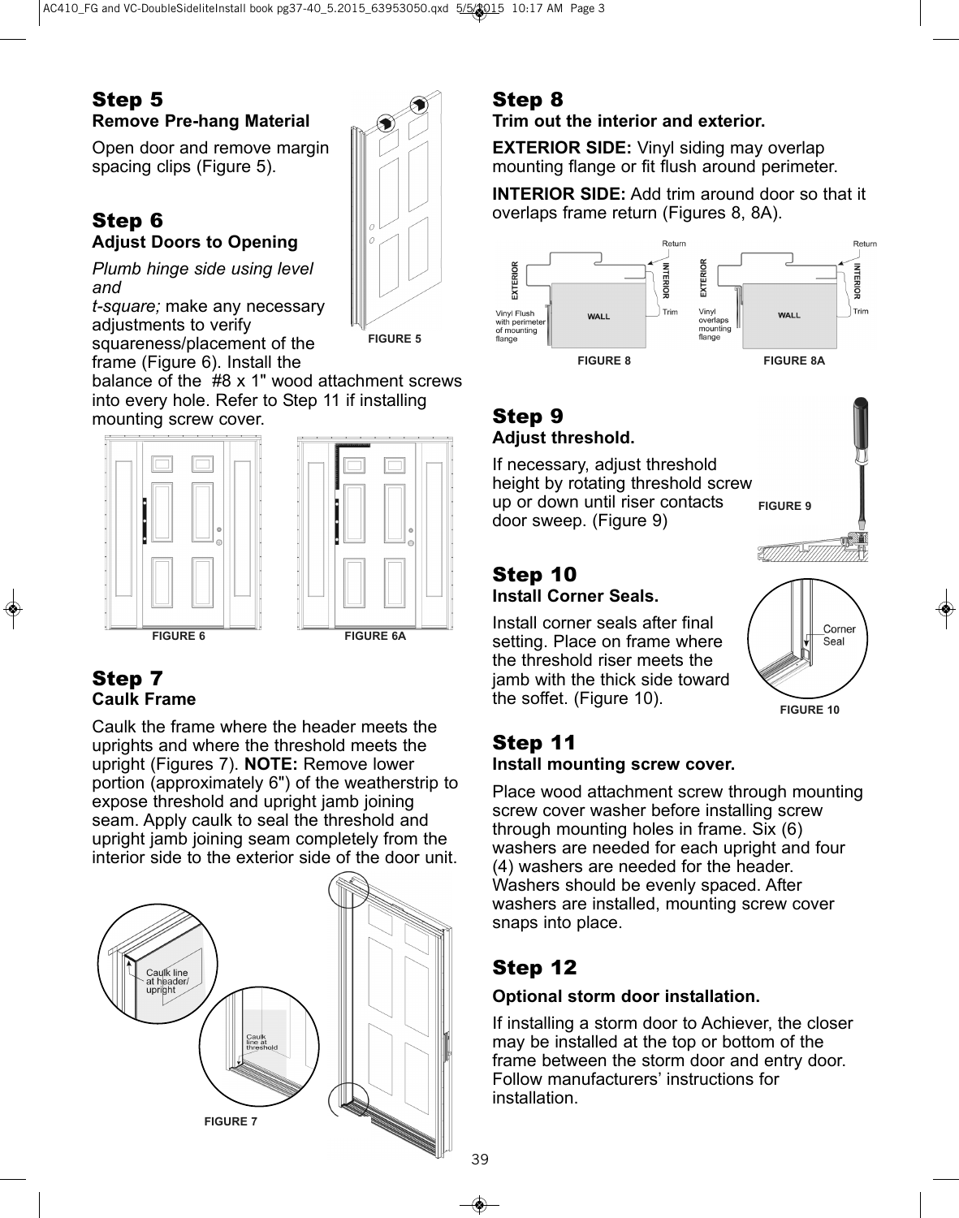## Step 5

### Remove Pre-hang Material

Open door and remove margin spacing clips (Figure 5).

FIGURE 5

## Step 6

### Adjust Doors to Opening

*Plumb hinge side using level and t-square;* make any necessary adjustments to verify squareness/placement of the frame (Figure 6). Install the balance of the #8 x 1" wood attachment screws into every hole. Refer to Step 11 if installing mounting screw cover.

FIGURE 6

FIGURE 6A

## Step 7

### Caulk Frame

Caulk the frame where the header meets the uprights and where the threshold meets the upright (Figures 7). **NOTE:** Remove lower portion (approximately 6") of the weatherstrip to expose threshold and upright jamb joining seam. Apply caulk to seal the threshold and upright jamb joining seam completely from the interior side to the exterior side of the door unit.

Caulk line at header/ upright

Caulk line at threshold

FIGURE 7

## Step 8

### Trim out the interior and exterior.

**EXTERIOR SIDE:** Vinyl siding may overlap mounting flange or fit flush around perimeter.

**INTERIOR SIDE:** Add trim around door so that it overlaps frame return (Figures 8, 8A).

Return, EXTERIOR, INTERIOR, WALL, Trim, Vinyl Flush with perimeter of mounting flange

FIGURE 8

Return, EXTERIOR, INTERIOR, WALL, Trim, Vinyl overlaps mounting flange

FIGURE 8A

## Step 9

### Adjust threshold.

If necessary, adjust threshold height by rotating threshold screw up or down until riser contacts door sweep. (Figure 9)

FIGURE 9

## Step 10

### Install Corner Seals.

Install corner seals after final setting. Place on frame where the threshold riser meets the jamb with the thick side toward the soffet. (Figure 10).

Corner Seal

FIGURE 10

## Step 11

### Install mounting screw cover.

Place wood attachment screw through mounting screw cover washer before installing screw through mounting holes in frame. Six (6) washers are needed for each upright and four (4) washers are needed for the header. Washers should be evenly spaced. After washers are installed, mounting screw cover snaps into place.

## Step 12

### Optional storm door installation.

If installing a storm door to Achiever, the closer may be installed at the top or bottom of the frame between the storm door and entry door. Follow manufacturers' instructions for installation.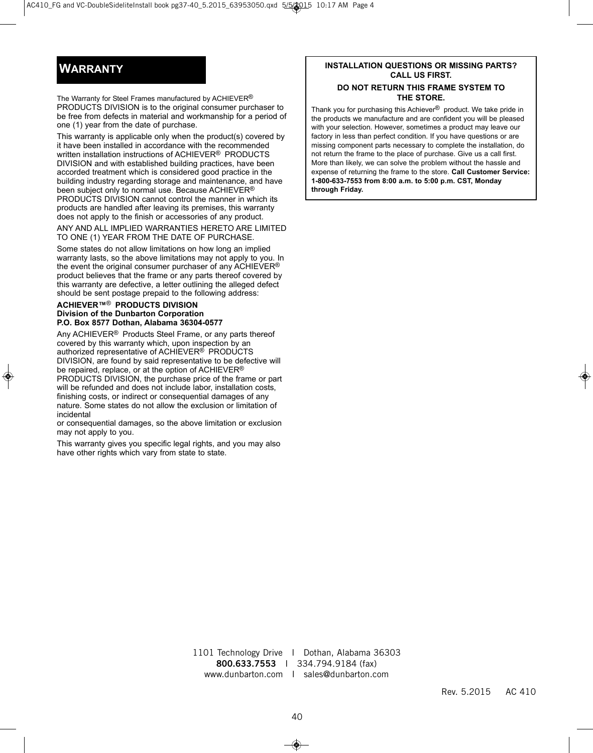## WARRANTY

The Warranty for Steel Frames manufactured by ACHIEVER® PRODUCTS DIVISION is to the original consumer purchaser to be free from defects in material and workmanship for a period of one (1) year from the date of purchase.

This warranty is applicable only when the product(s) covered by it have been installed in accordance with the recommended written installation instructions of ACHIEVER® PRODUCTS DIVISION and with established building practices, have been accorded treatment which is considered good practice in the building industry regarding storage and maintenance, and have been subject only to normal use. Because ACHIEVER® PRODUCTS DIVISION cannot control the manner in which its products are handled after leaving its premises, this warranty does not apply to the finish or accessories of any product.

ANY AND ALL IMPLIED WARRANTIES HERETO ARE LIMITED TO ONE (1) YEAR FROM THE DATE OF PURCHASE.

Some states do not allow limitations on how long an implied warranty lasts, so the above limitations may not apply to you. In the event the original consumer purchaser of any ACHIEVER® product believes that the frame or any parts thereof covered by this warranty are defective, a letter outlining the alleged defect should be sent postage prepaid to the following address:

**ACHIEVER™® PRODUCTS DIVISION**
**Division of the Dunbarton Corporation**
**P.O. Box 8577 Dothan, Alabama 36304-0577**

Any ACHIEVER® Products Steel Frame, or any parts thereof covered by this warranty which, upon inspection by an authorized representative of ACHIEVER® PRODUCTS DIVISION, are found by said representative to be defective will be repaired, replace, or at the option of ACHIEVER® PRODUCTS DIVISION, the purchase price of the frame or part will be refunded and does not include labor, installation costs, finishing costs, or indirect or consequential damages of any nature. Some states do not allow the exclusion or limitation of incidental
or consequential damages, so the above limitation or exclusion may not apply to you.

This warranty gives you specific legal rights, and you may also have other rights which vary from state to state.

**INSTALLATION QUESTIONS OR MISSING PARTS? CALL US FIRST.**

**DO NOT RETURN THIS FRAME SYSTEM TO THE STORE.**

Thank you for purchasing this Achiever® product. We take pride in the products we manufacture and are confident you will be pleased with your selection. However, sometimes a product may leave our factory in less than perfect condition. If you have questions or are missing component parts necessary to complete the installation, do not return the frame to the place of purchase. Give us a call first. More than likely, we can solve the problem without the hassle and expense of returning the frame to the store. **Call Customer Service: 1-800-633-7553 from 8:00 a.m. to 5:00 p.m. CST, Monday through Friday.**

1101 Technology Drive | Dothan, Alabama 36303
**800.633.7553** | 334.794.9184 (fax)
www.dunbarton.com | sales@dunbarton.com

Rev. 5.2015 AC 410